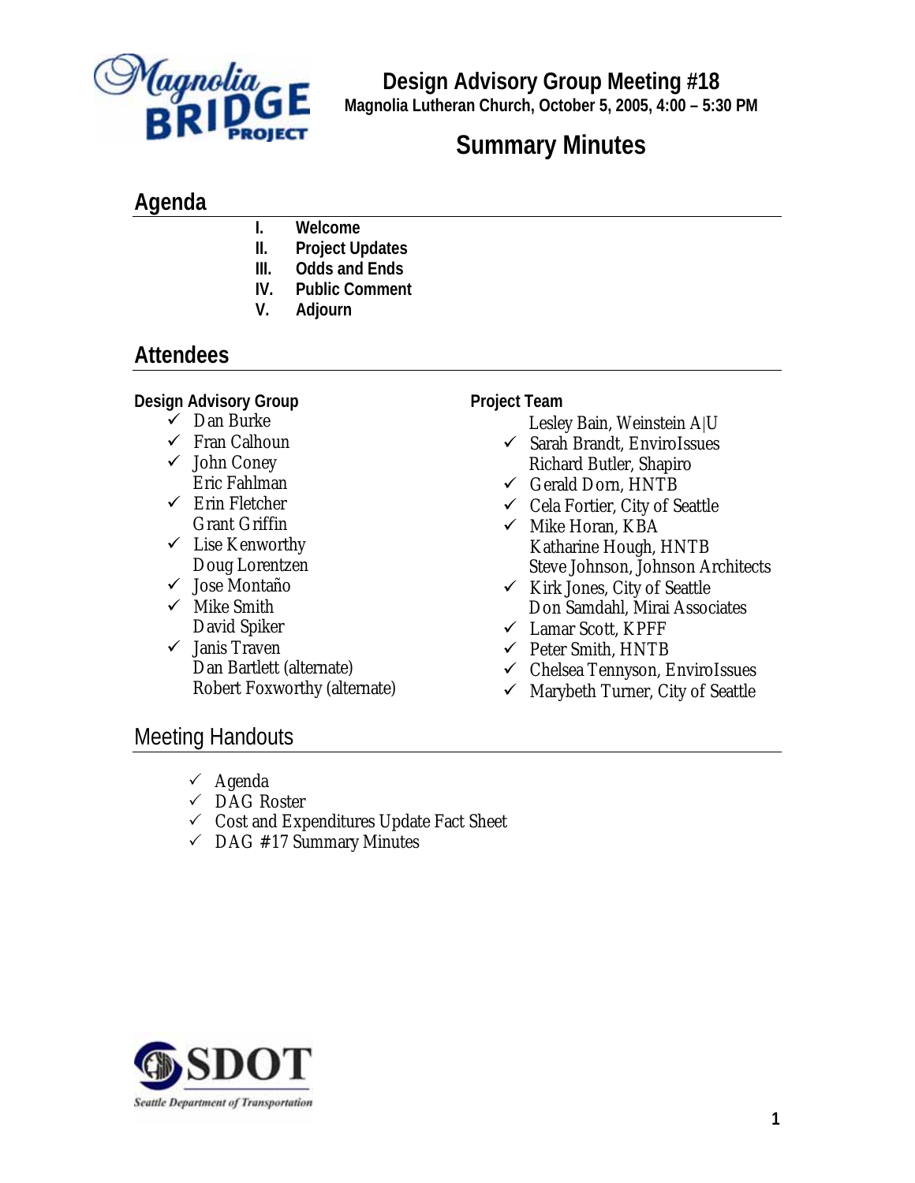# Design Advisory Group Meeting #18

**Magnolia Lutheran Church, October 5, 2005, 4:00 – 5:30 PM**

## Summary Minutes

## Agenda

I. **Welcome**
II. **Project Updates**
III. **Odds and Ends**
IV. **Public Comment**
V. **Adjourn**

## Attendees

### Design Advisory Group

- ✓ Dan Burke
- ✓ Fran Calhoun
- ✓ John Coney
- Eric Fahlman
- ✓ Erin Fletcher
- Grant Griffin
- ✓ Lise Kenworthy
- Doug Lorentzen
- ✓ Jose Montaño
- ✓ Mike Smith
- David Spiker
- ✓ Janis Traven
- Dan Bartlett (alternate)
- Robert Foxworthy (alternate)

### Project Team

- Lesley Bain, Weinstein A|U
- ✓ Sarah Brandt, EnviroIssues
- Richard Butler, Shapiro
- ✓ Gerald Dorn, HNTB
- ✓ Cela Fortier, City of Seattle
- ✓ Mike Horan, KBA
- Katharine Hough, HNTB
- Steve Johnson, Johnson Architects
- ✓ Kirk Jones, City of Seattle
- Don Samdahl, Mirai Associates
- ✓ Lamar Scott, KPFF
- ✓ Peter Smith, HNTB
- ✓ Chelsea Tennyson, EnviroIssues
- ✓ Marybeth Turner, City of Seattle

## Meeting Handouts

- ✓ Agenda
- ✓ DAG Roster
- ✓ Cost and Expenditures Update Fact Sheet
- ✓ DAG #17 Summary Minutes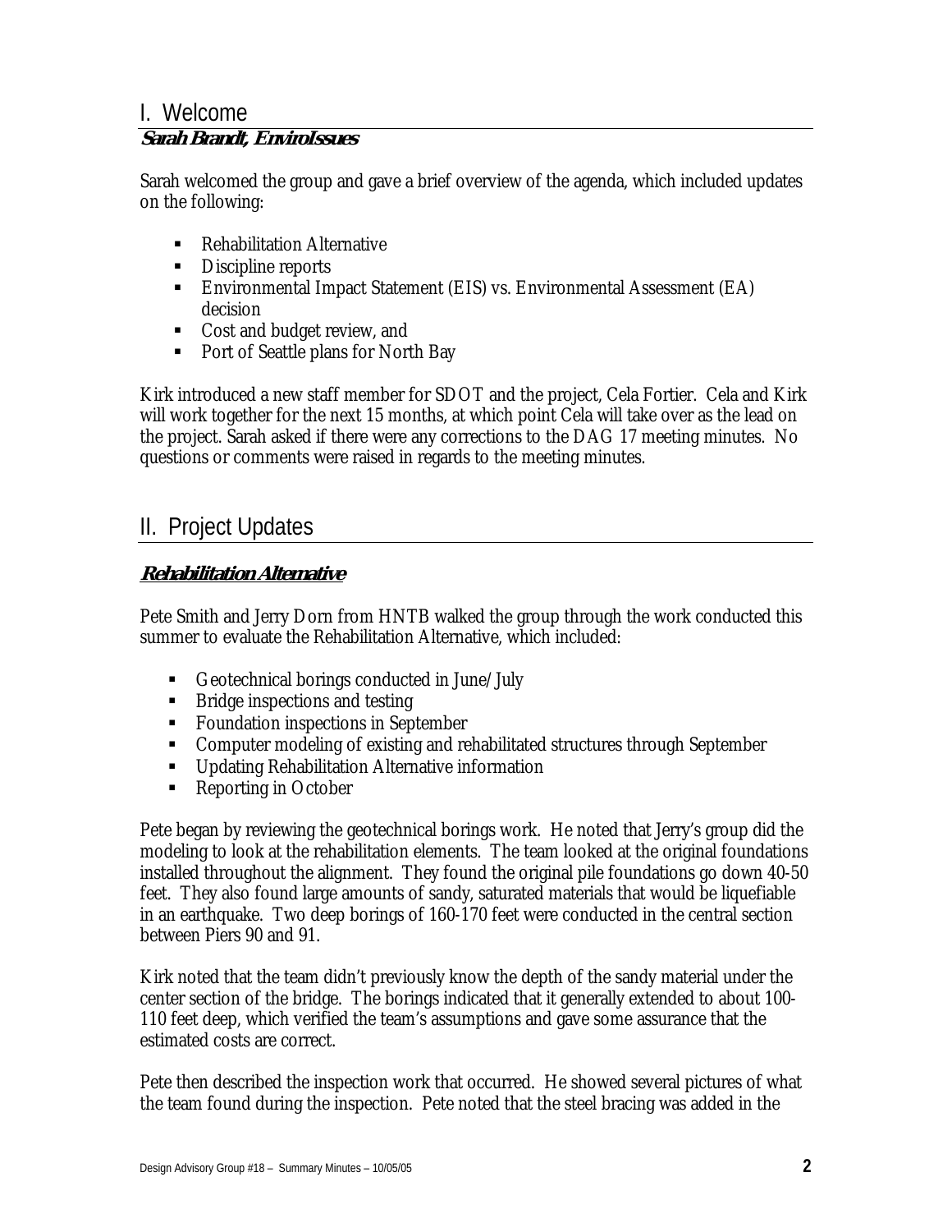## I. Welcome

**Sarah Brandt, EnviroIssues**

Sarah welcomed the group and gave a brief overview of the agenda, which included updates on the following:

- Rehabilitation Alternative
- Discipline reports
- Environmental Impact Statement (EIS) vs. Environmental Assessment (EA) decision
- Cost and budget review, and
- Port of Seattle plans for North Bay

Kirk introduced a new staff member for SDOT and the project, Cela Fortier. Cela and Kirk will work together for the next 15 months, at which point Cela will take over as the lead on the project. Sarah asked if there were any corrections to the DAG 17 meeting minutes. No questions or comments were raised in regards to the meeting minutes.

## II. Project Updates

### Rehabilitation Alternative

Pete Smith and Jerry Dorn from HNTB walked the group through the work conducted this summer to evaluate the Rehabilitation Alternative, which included:

- Geotechnical borings conducted in June/July
- Bridge inspections and testing
- Foundation inspections in September
- Computer modeling of existing and rehabilitated structures through September
- Updating Rehabilitation Alternative information
- Reporting in October

Pete began by reviewing the geotechnical borings work. He noted that Jerry's group did the modeling to look at the rehabilitation elements. The team looked at the original foundations installed throughout the alignment. They found the original pile foundations go down 40-50 feet. They also found large amounts of sandy, saturated materials that would be liquefiable in an earthquake. Two deep borings of 160-170 feet were conducted in the central section between Piers 90 and 91.

Kirk noted that the team didn't previously know the depth of the sandy material under the center section of the bridge. The borings indicated that it generally extended to about 100-110 feet deep, which verified the team's assumptions and gave some assurance that the estimated costs are correct.

Pete then described the inspection work that occurred. He showed several pictures of what the team found during the inspection. Pete noted that the steel bracing was added in the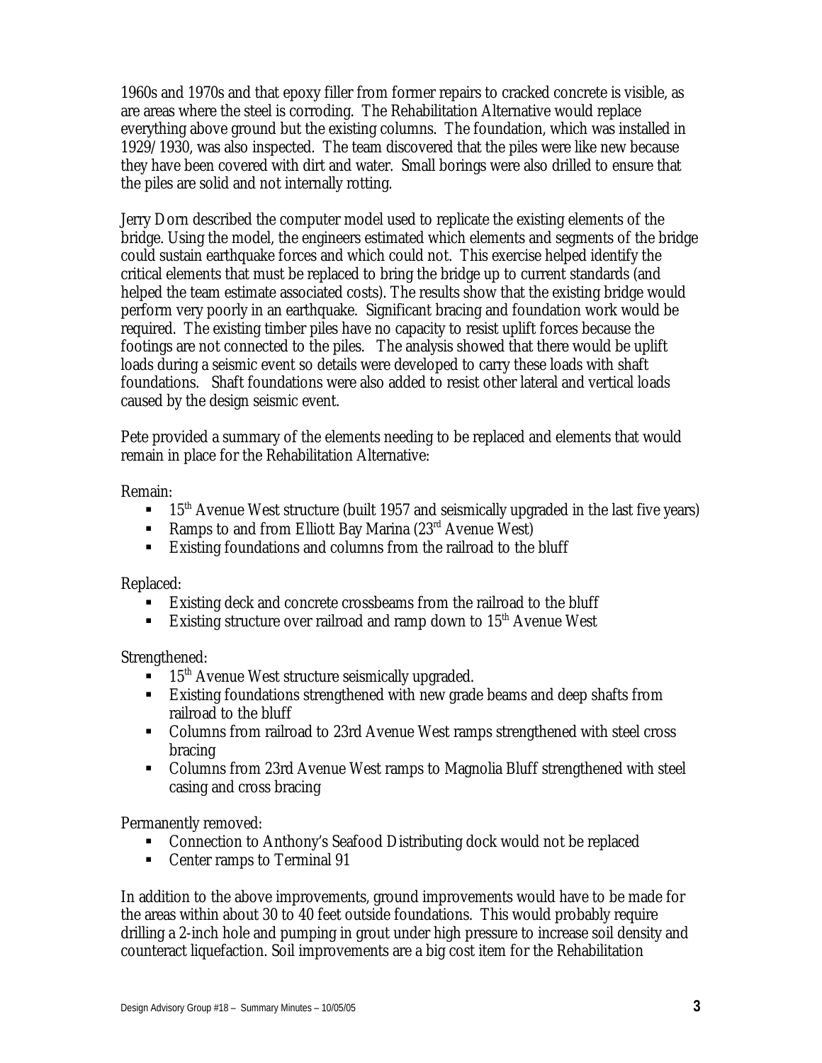1960s and 1970s and that epoxy filler from former repairs to cracked concrete is visible, as are areas where the steel is corroding. The Rehabilitation Alternative would replace everything above ground but the existing columns. The foundation, which was installed in 1929/1930, was also inspected. The team discovered that the piles were like new because they have been covered with dirt and water. Small borings were also drilled to ensure that the piles are solid and not internally rotting.

Jerry Dorn described the computer model used to replicate the existing elements of the bridge. Using the model, the engineers estimated which elements and segments of the bridge could sustain earthquake forces and which could not. This exercise helped identify the critical elements that must be replaced to bring the bridge up to current standards (and helped the team estimate associated costs). The results show that the existing bridge would perform very poorly in an earthquake. Significant bracing and foundation work would be required. The existing timber piles have no capacity to resist uplift forces because the footings are not connected to the piles. The analysis showed that there would be uplift loads during a seismic event so details were developed to carry these loads with shaft foundations. Shaft foundations were also added to resist other lateral and vertical loads caused by the design seismic event.

Pete provided a summary of the elements needing to be replaced and elements that would remain in place for the Rehabilitation Alternative:

Remain:

- 15th Avenue West structure (built 1957 and seismically upgraded in the last five years)
- Ramps to and from Elliott Bay Marina (23rd Avenue West)
- Existing foundations and columns from the railroad to the bluff

Replaced:

- Existing deck and concrete crossbeams from the railroad to the bluff
- Existing structure over railroad and ramp down to 15th Avenue West

Strengthened:

- 15th Avenue West structure seismically upgraded.
- Existing foundations strengthened with new grade beams and deep shafts from railroad to the bluff
- Columns from railroad to 23rd Avenue West ramps strengthened with steel cross bracing
- Columns from 23rd Avenue West ramps to Magnolia Bluff strengthened with steel casing and cross bracing

Permanently removed:

- Connection to Anthony's Seafood Distributing dock would not be replaced
- Center ramps to Terminal 91

In addition to the above improvements, ground improvements would have to be made for the areas within about 30 to 40 feet outside foundations. This would probably require drilling a 2-inch hole and pumping in grout under high pressure to increase soil density and counteract liquefaction. Soil improvements are a big cost item for the Rehabilitation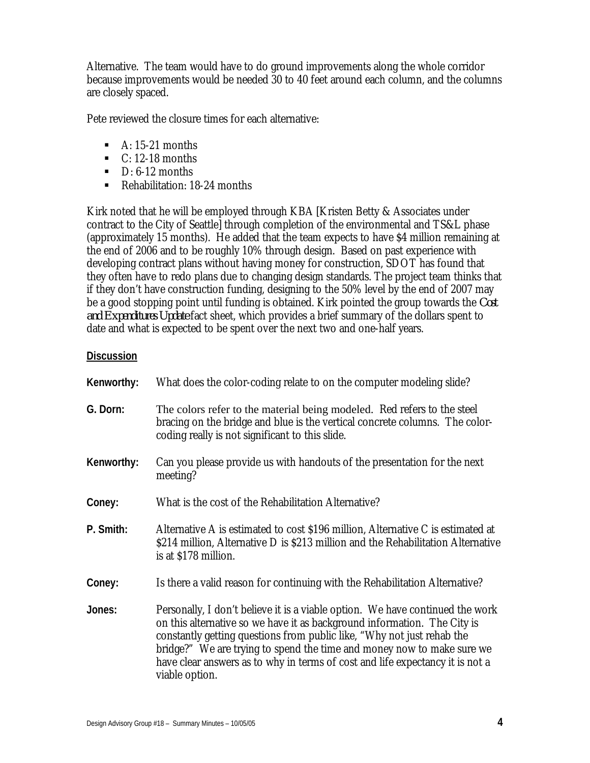Alternative. The team would have to do ground improvements along the whole corridor because improvements would be needed 30 to 40 feet around each column, and the columns are closely spaced.

Pete reviewed the closure times for each alternative:

- A: 15-21 months
- C: 12-18 months
- D: 6-12 months
- Rehabilitation: 18-24 months

Kirk noted that he will be employed through KBA [Kristen Betty & Associates under contract to the City of Seattle] through completion of the environmental and TS&L phase (approximately 15 months). He added that the team expects to have $4 million remaining at the end of 2006 and to be roughly 10% through design. Based on past experience with developing contract plans without having money for construction, SDOT has found that they often have to redo plans due to changing design standards. The project team thinks that if they don't have construction funding, designing to the 50% level by the end of 2007 may be a good stopping point until funding is obtained. Kirk pointed the group towards the *Cost and Expenditures Update* fact sheet, which provides a brief summary of the dollars spent to date and what is expected to be spent over the next two and one-half years.

**Discussion**

**Kenworthy:** What does the color-coding relate to on the computer modeling slide?

**G. Dorn:** The colors refer to the material being modeled. Red refers to the steel bracing on the bridge and blue is the vertical concrete columns. The color-coding really is not significant to this slide.

**Kenworthy:** Can you please provide us with handouts of the presentation for the next meeting?

**Coney:** What is the cost of the Rehabilitation Alternative?

**P. Smith:** Alternative A is estimated to cost $196 million, Alternative C is estimated at $214 million, Alternative D is $213 million and the Rehabilitation Alternative is at $178 million.

**Coney:** Is there a valid reason for continuing with the Rehabilitation Alternative?

**Jones:** Personally, I don't believe it is a viable option. We have continued the work on this alternative so we have it as background information. The City is constantly getting questions from public like, "Why not just rehab the bridge?" We are trying to spend the time and money now to make sure we have clear answers as to why in terms of cost and life expectancy it is not a viable option.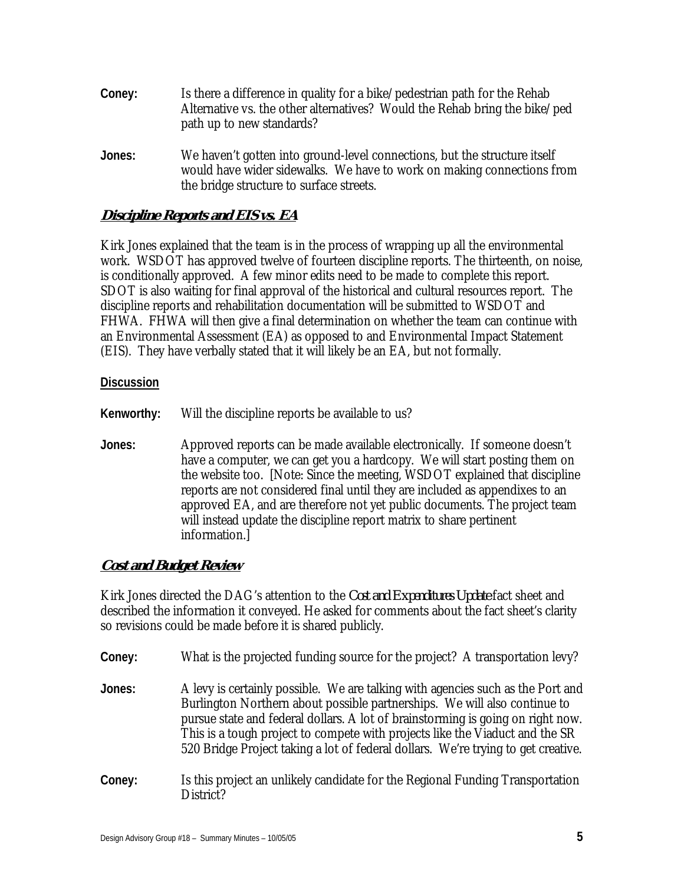**Coney:** Is there a difference in quality for a bike/pedestrian path for the Rehab Alternative vs. the other alternatives? Would the Rehab bring the bike/ped path up to new standards?

**Jones:** We haven't gotten into ground-level connections, but the structure itself would have wider sidewalks. We have to work on making connections from the bridge structure to surface streets.

## ***Discipline Reports and EIS vs. EA***

Kirk Jones explained that the team is in the process of wrapping up all the environmental work. WSDOT has approved twelve of fourteen discipline reports. The thirteenth, on noise, is conditionally approved. A few minor edits need to be made to complete this report. SDOT is also waiting for final approval of the historical and cultural resources report. The discipline reports and rehabilitation documentation will be submitted to WSDOT and FHWA. FHWA will then give a final determination on whether the team can continue with an Environmental Assessment (EA) as opposed to and Environmental Impact Statement (EIS). They have verbally stated that it will likely be an EA, but not formally.

**Discussion**

**Kenworthy:** Will the discipline reports be available to us?

**Jones:** Approved reports can be made available electronically. If someone doesn't have a computer, we can get you a hardcopy. We will start posting them on the website too. [Note: Since the meeting, WSDOT explained that discipline reports are not considered final until they are included as appendixes to an approved EA, and are therefore not yet public documents. The project team will instead update the discipline report matrix to share pertinent information.]

## ***Cost and Budget Review***

Kirk Jones directed the DAG's attention to the *Cost and Expenditures Update* fact sheet and described the information it conveyed. He asked for comments about the fact sheet's clarity so revisions could be made before it is shared publicly.

**Coney:** What is the projected funding source for the project? A transportation levy?

**Jones:** A levy is certainly possible. We are talking with agencies such as the Port and Burlington Northern about possible partnerships. We will also continue to pursue state and federal dollars. A lot of brainstorming is going on right now. This is a tough project to compete with projects like the Viaduct and the SR 520 Bridge Project taking a lot of federal dollars. We're trying to get creative.

**Coney:** Is this project an unlikely candidate for the Regional Funding Transportation District?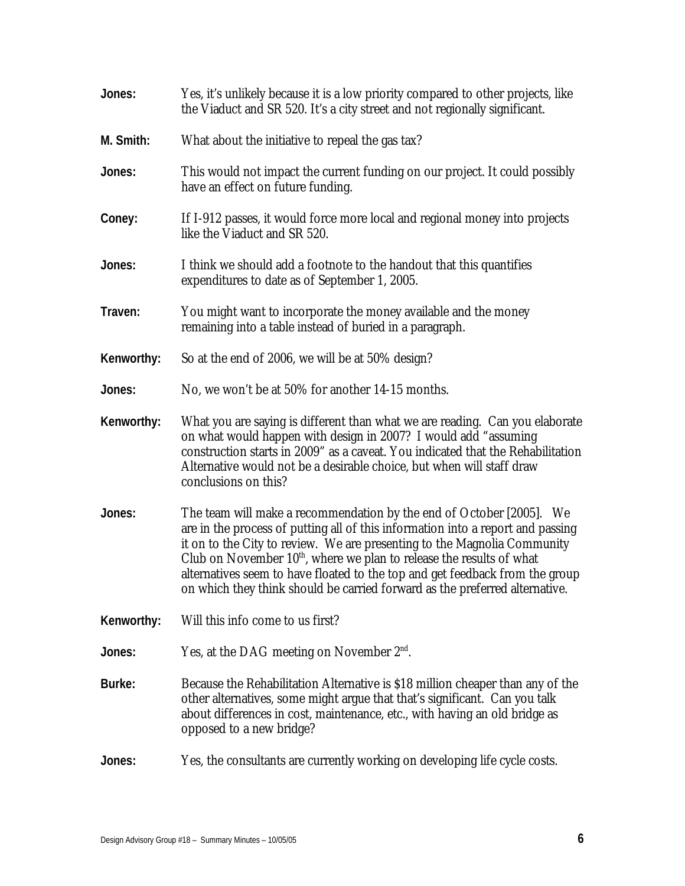**Jones:** Yes, it's unlikely because it is a low priority compared to other projects, like the Viaduct and SR 520. It's a city street and not regionally significant.

**M. Smith:** What about the initiative to repeal the gas tax?

**Jones:** This would not impact the current funding on our project. It could possibly have an effect on future funding.

**Coney:** If I-912 passes, it would force more local and regional money into projects like the Viaduct and SR 520.

**Jones:** I think we should add a footnote to the handout that this quantifies expenditures to date as of September 1, 2005.

**Traven:** You might want to incorporate the money available and the money remaining into a table instead of buried in a paragraph.

**Kenworthy:** So at the end of 2006, we will be at 50% design?

**Jones:** No, we won't be at 50% for another 14-15 months.

**Kenworthy:** What you are saying is different than what we are reading. Can you elaborate on what would happen with design in 2007? I would add "assuming construction starts in 2009" as a caveat. You indicated that the Rehabilitation Alternative would not be a desirable choice, but when will staff draw conclusions on this?

**Jones:** The team will make a recommendation by the end of October [2005]. We are in the process of putting all of this information into a report and passing it on to the City to review. We are presenting to the Magnolia Community Club on November 10th, where we plan to release the results of what alternatives seem to have floated to the top and get feedback from the group on which they think should be carried forward as the preferred alternative.

**Kenworthy:** Will this info come to us first?

**Jones:** Yes, at the DAG meeting on November 2nd.

**Burke:** Because the Rehabilitation Alternative is $18 million cheaper than any of the other alternatives, some might argue that that's significant. Can you talk about differences in cost, maintenance, etc., with having an old bridge as opposed to a new bridge?

**Jones:** Yes, the consultants are currently working on developing life cycle costs.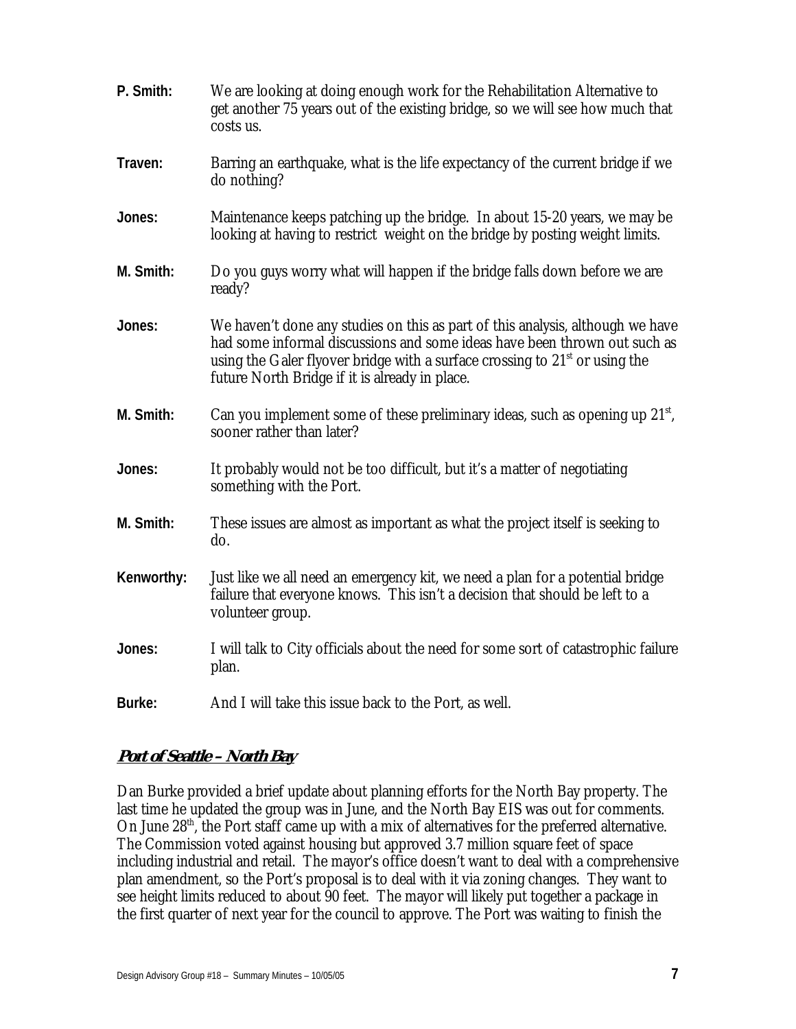**P. Smith:** We are looking at doing enough work for the Rehabilitation Alternative to get another 75 years out of the existing bridge, so we will see how much that costs us.

**Traven:** Barring an earthquake, what is the life expectancy of the current bridge if we do nothing?

**Jones:** Maintenance keeps patching up the bridge. In about 15-20 years, we may be looking at having to restrict weight on the bridge by posting weight limits.

**M. Smith:** Do you guys worry what will happen if the bridge falls down before we are ready?

**Jones:** We haven't done any studies on this as part of this analysis, although we have had some informal discussions and some ideas have been thrown out such as using the Galer flyover bridge with a surface crossing to 21st or using the future North Bridge if it is already in place.

**M. Smith:** Can you implement some of these preliminary ideas, such as opening up 21st, sooner rather than later?

**Jones:** It probably would not be too difficult, but it's a matter of negotiating something with the Port.

**M. Smith:** These issues are almost as important as what the project itself is seeking to do.

**Kenworthy:** Just like we all need an emergency kit, we need a plan for a potential bridge failure that everyone knows. This isn't a decision that should be left to a volunteer group.

**Jones:** I will talk to City officials about the need for some sort of catastrophic failure plan.

**Burke:** And I will take this issue back to the Port, as well.

## ***Port of Seattle – North Bay***

Dan Burke provided a brief update about planning efforts for the North Bay property. The last time he updated the group was in June, and the North Bay EIS was out for comments. On June 28th, the Port staff came up with a mix of alternatives for the preferred alternative. The Commission voted against housing but approved 3.7 million square feet of space including industrial and retail. The mayor's office doesn't want to deal with a comprehensive plan amendment, so the Port's proposal is to deal with it via zoning changes. They want to see height limits reduced to about 90 feet. The mayor will likely put together a package in the first quarter of next year for the council to approve. The Port was waiting to finish the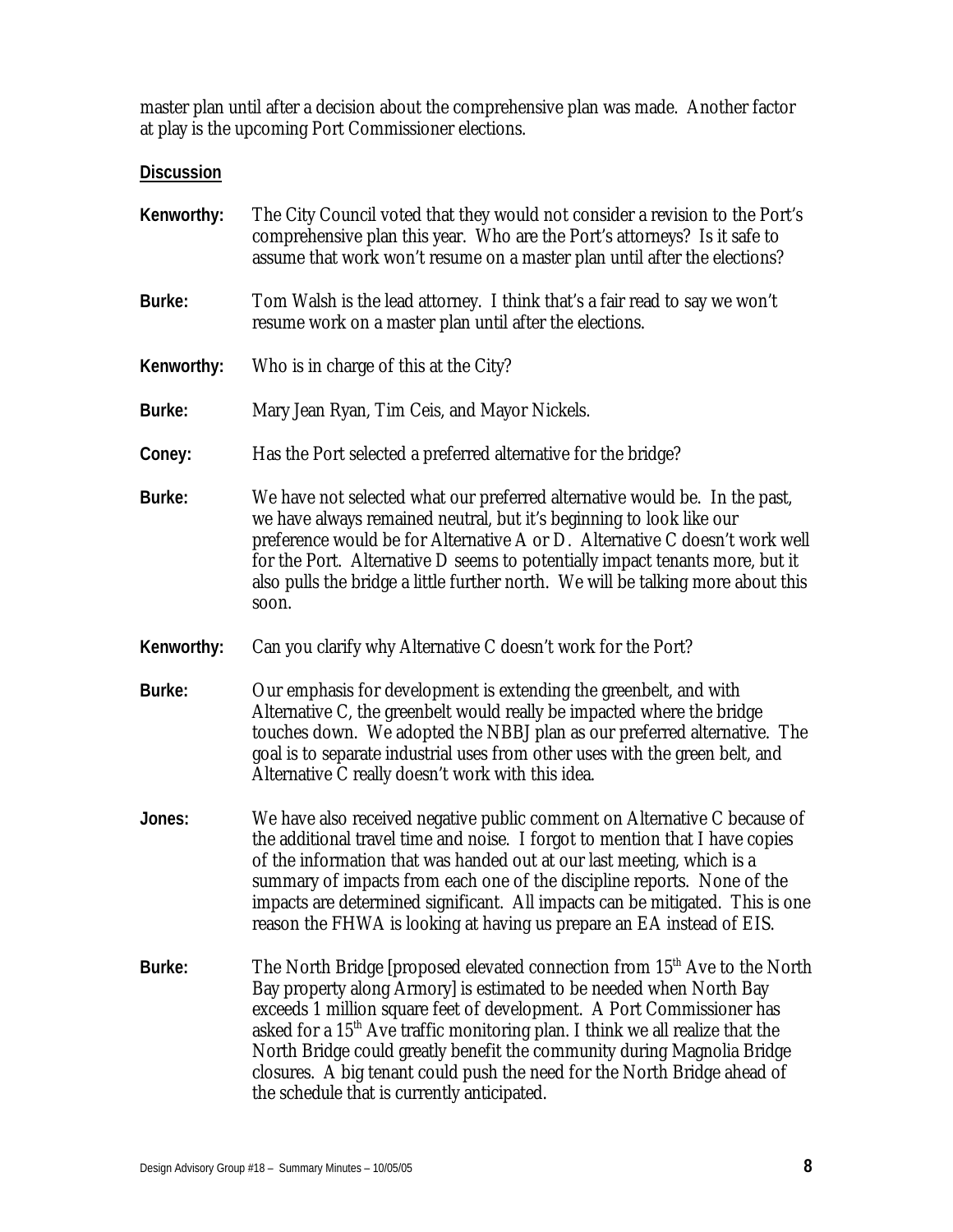master plan until after a decision about the comprehensive plan was made. Another factor at play is the upcoming Port Commissioner elections.

**Discussion**

**Kenworthy:** The City Council voted that they would not consider a revision to the Port's comprehensive plan this year. Who are the Port's attorneys? Is it safe to assume that work won't resume on a master plan until after the elections?

**Burke:** Tom Walsh is the lead attorney. I think that's a fair read to say we won't resume work on a master plan until after the elections.

**Kenworthy:** Who is in charge of this at the City?

**Burke:** Mary Jean Ryan, Tim Ceis, and Mayor Nickels.

**Coney:** Has the Port selected a preferred alternative for the bridge?

**Burke:** We have not selected what our preferred alternative would be. In the past, we have always remained neutral, but it's beginning to look like our preference would be for Alternative A or D. Alternative C doesn't work well for the Port. Alternative D seems to potentially impact tenants more, but it also pulls the bridge a little further north. We will be talking more about this soon.

**Kenworthy:** Can you clarify why Alternative C doesn't work for the Port?

**Burke:** Our emphasis for development is extending the greenbelt, and with Alternative C, the greenbelt would really be impacted where the bridge touches down. We adopted the NBBJ plan as our preferred alternative. The goal is to separate industrial uses from other uses with the green belt, and Alternative C really doesn't work with this idea.

**Jones:** We have also received negative public comment on Alternative C because of the additional travel time and noise. I forgot to mention that I have copies of the information that was handed out at our last meeting, which is a summary of impacts from each one of the discipline reports. None of the impacts are determined significant. All impacts can be mitigated. This is one reason the FHWA is looking at having us prepare an EA instead of EIS.

**Burke:** The North Bridge [proposed elevated connection from 15th Ave to the North Bay property along Armory] is estimated to be needed when North Bay exceeds 1 million square feet of development. A Port Commissioner has asked for a 15th Ave traffic monitoring plan. I think we all realize that the North Bridge could greatly benefit the community during Magnolia Bridge closures. A big tenant could push the need for the North Bridge ahead of the schedule that is currently anticipated.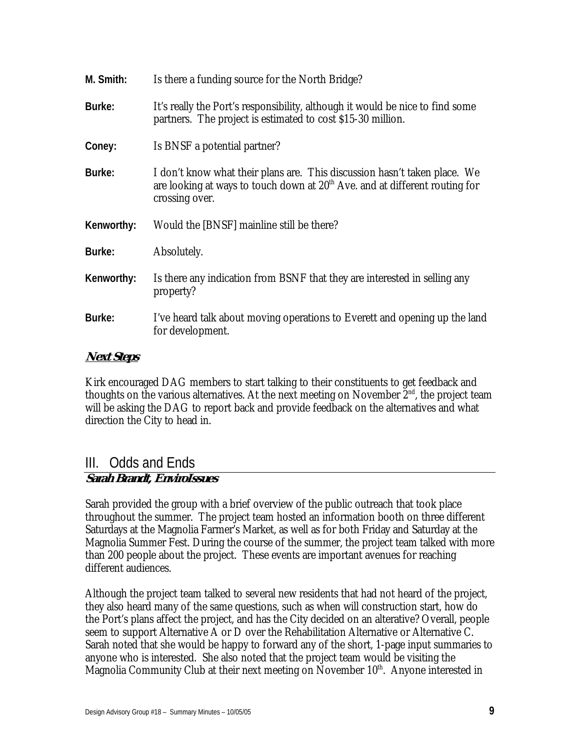**M. Smith:** Is there a funding source for the North Bridge?

**Burke:** It's really the Port's responsibility, although it would be nice to find some partners. The project is estimated to cost $15-30 million.

**Coney:** Is BNSF a potential partner?

**Burke:** I don't know what their plans are. This discussion hasn't taken place. We are looking at ways to touch down at 20th Ave. and at different routing for crossing over.

**Kenworthy:** Would the [BNSF] mainline still be there?

**Burke:** Absolutely.

**Kenworthy:** Is there any indication from BSNF that they are interested in selling any property?

**Burke:** I've heard talk about moving operations to Everett and opening up the land for development.

***Next Steps***

Kirk encouraged DAG members to start talking to their constituents to get feedback and thoughts on the various alternatives. At the next meeting on November 2nd, the project team will be asking the DAG to report back and provide feedback on the alternatives and what direction the City to head in.

## III. Odds and Ends

***Sarah Brandt, EnviroIssues***

Sarah provided the group with a brief overview of the public outreach that took place throughout the summer. The project team hosted an information booth on three different Saturdays at the Magnolia Farmer's Market, as well as for both Friday and Saturday at the Magnolia Summer Fest. During the course of the summer, the project team talked with more than 200 people about the project. These events are important avenues for reaching different audiences.

Although the project team talked to several new residents that had not heard of the project, they also heard many of the same questions, such as when will construction start, how do the Port's plans affect the project, and has the City decided on an alterative? Overall, people seem to support Alternative A or D over the Rehabilitation Alternative or Alternative C. Sarah noted that she would be happy to forward any of the short, 1-page input summaries to anyone who is interested. She also noted that the project team would be visiting the Magnolia Community Club at their next meeting on November 10th. Anyone interested in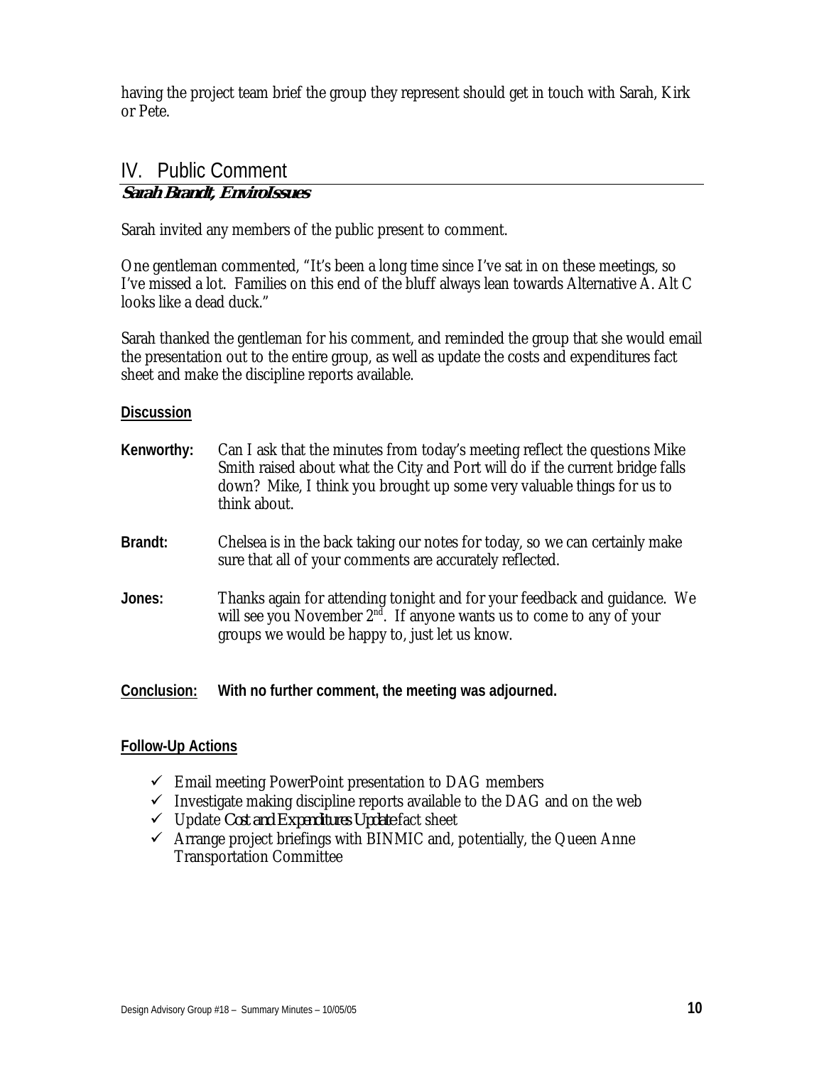having the project team brief the group they represent should get in touch with Sarah, Kirk or Pete.

## IV. Public Comment

***Sarah Brandt, EnviroIssues***

Sarah invited any members of the public present to comment.

One gentleman commented, “It’s been a long time since I’ve sat in on these meetings, so I’ve missed a lot. Families on this end of the bluff always lean towards Alternative A. Alt C looks like a dead duck.”

Sarah thanked the gentleman for his comment, and reminded the group that she would email the presentation out to the entire group, as well as update the costs and expenditures fact sheet and make the discipline reports available.

**Discussion**

**Kenworthy:** Can I ask that the minutes from today’s meeting reflect the questions Mike Smith raised about what the City and Port will do if the current bridge falls down? Mike, I think you brought up some very valuable things for us to think about.

**Brandt:** Chelsea is in the back taking our notes for today, so we can certainly make sure that all of your comments are accurately reflected.

**Jones:** Thanks again for attending tonight and for your feedback and guidance. We will see you November 2nd. If anyone wants us to come to any of your groups we would be happy to, just let us know.

**Conclusion: With no further comment, the meeting was adjourned.**

**Follow-Up Actions**

- ✓ Email meeting PowerPoint presentation to DAG members
- ✓ Investigate making discipline reports available to the DAG and on the web
- ✓ Update *Cost and Expenditures Update* fact sheet
- ✓ Arrange project briefings with BINMIC and, potentially, the Queen Anne Transportation Committee